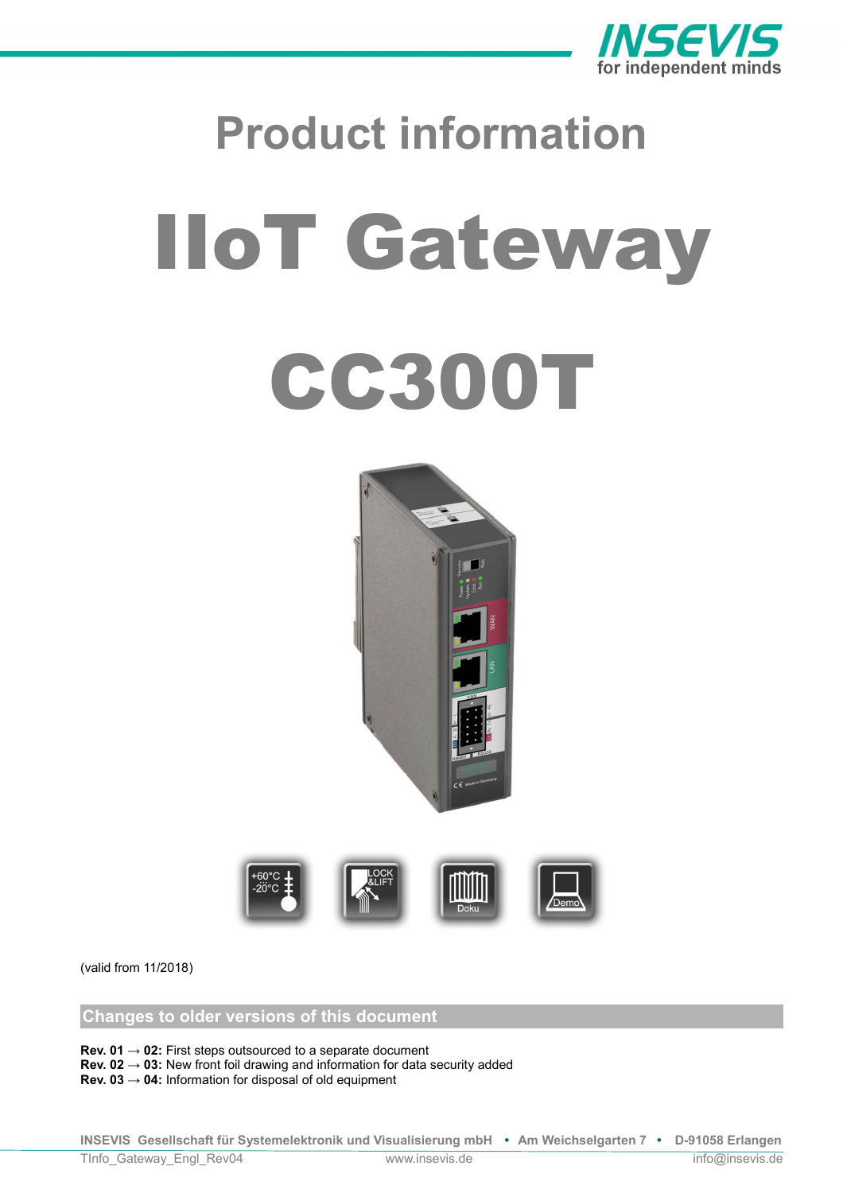# Product information

# IIoT Gateway

# CC300T

(valid from 11/2018)

## Changes to older versions of this document

**Rev. 01 → 02:** First steps outsourced to a separate document
**Rev. 02 → 03:** New front foil drawing and information for data security added
**Rev. 03 → 04:** Information for disposal of old equipment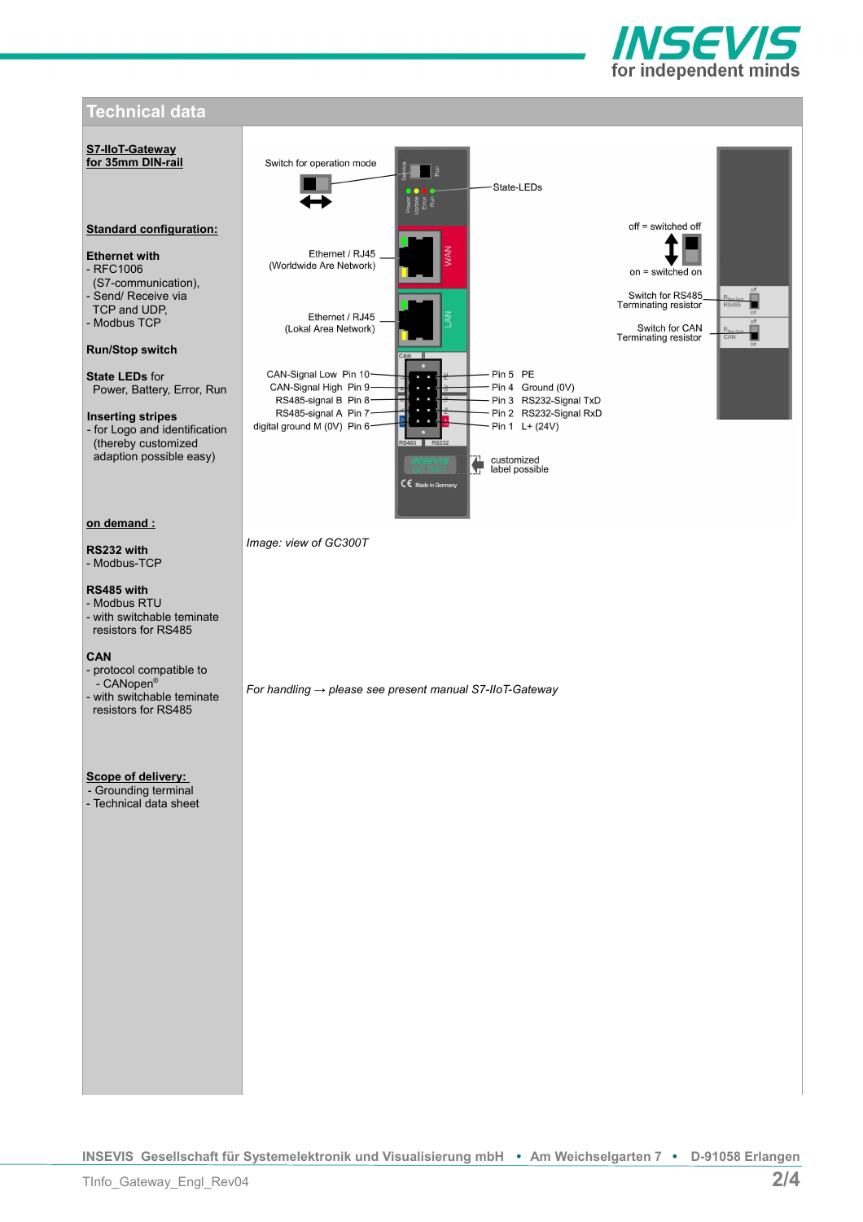# Technical data

**S7-IIoT-Gateway for 35mm DIN-rail**

**Standard configuration:**

**Ethernet with**
- RFC1006 (S7-communication),
- Send/ Receive via TCP and UDP,
- Modbus TCP

**Run/Stop switch**

**State LEDs** for Power, Battery, Error, Run

**Inserting stripes**
- for Logo and identification (thereby customized adaption possible easy)

**on demand :**

**RS232 with**
- Modbus-TCP

**RS485 with**
- Modbus RTU
- with switchable teminate resistors for RS485

**CAN**
- protocol compatible to
  - CANopen®
- with switchable teminate resistors for RS485

**Scope of delivery:**
- Grounding terminal
- Technical data sheet

Switch for operation mode

State-LEDs

Ethernet / RJ45 (Worldwide Are Network)

Ethernet / RJ45 (Lokal Area Network)

off = switched off

on = switched on

Switch for RS485 Terminating resistor

Switch for CAN Terminating resistor

| Pin | Signal | Pin | Signal |
|---|---|---|---|
| Pin 10 | CAN-Signal Low | Pin 5 | PE |
| Pin 9 | CAN-Signal High | Pin 4 | Ground (0V) |
| Pin 8 | RS485-signal B | Pin 3 | RS232-Signal TxD |
| Pin 7 | RS485-signal A | Pin 2 | RS232-Signal RxD |
| Pin 6 | digital ground M (0V) | Pin 1 | L+ (24V) |

customized label possible

*Image: view of GC300T*

*For handling → please see present manual S7-IIoT-Gateway*

INSEVIS Gesellschaft für Systemelektronik und Visualisierung mbH • Am Weichselgarten 7 • D-91058 Erlangen

TInfo_Gateway_Engl_Rev04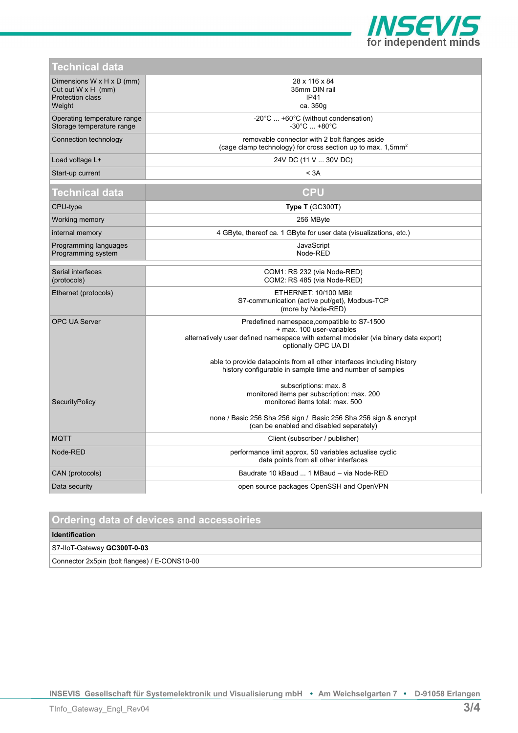## Technical data

| Technical data | |
|---|---|
| Dimensions W x H x D (mm)<br>Cut out W x H (mm)<br>Protection class<br>Weight | 28 x 116 x 84<br>35mm DIN rail<br>IP41<br>ca. 350g |
| Operating temperature range<br>Storage temperature range | -20°C ... +60°C (without condensation)<br>-30°C ... +80°C |
| Connection technology | removable connector with 2 bolt flanges aside<br>(cage clamp technology) for cross section up to max. 1,5mm² |
| Load voltage L+ | 24V DC (11 V ... 30V DC) |
| Start-up current | < 3A |

| Technical data | CPU |
|---|---|
| CPU-type | **Type T** (GC300**T**) |
| Working memory | 256 MByte |
| internal memory | 4 GByte, thereof ca. 1 GByte for user data (visualizations, etc.) |
| Programming languages<br>Programming system | JavaScript<br>Node-RED |
| Serial interfaces<br>(protocols) | COM1: RS 232 (via Node-RED)<br>COM2: RS 485 (via Node-RED) |
| Ethernet (protocols) | ETHERNET: 10/100 MBit<br>S7-communication (active put/get), Modbus-TCP<br>(more by Node-RED) |
| OPC UA Server | Predefined namespace,compatible to S7-1500<br>+ max. 100 user-variables<br>alternatively user defined namespace with external modeler (via binary data export)<br>optionally OPC UA DI<br><br>able to provide datapoints from all other interfaces including history<br>history configurable in sample time and number of samples<br><br>subscriptions: max. 8<br>monitored items per subscription: max. 200<br>monitored items total: max. 500 |
| SecurityPolicy | none / Basic 256 Sha 256 sign / Basic 256 Sha 256 sign & encrypt<br>(can be enabled and disabled separately) |
| MQTT | Client (subscriber / publisher) |
| Node-RED | performance limit approx. 50 variables actualise cyclic<br>data points from all other interfaces |
| CAN (protocols) | Baudrate 10 kBaud ... 1 MBaud – via Node-RED |
| Data security | open source packages OpenSSH and OpenVPN |

## Ordering data of devices and accessoiries

| Identification |
|---|
| S7-IIoT-Gateway **GC300T-0-03** |
| Connector 2x5pin (bolt flanges) / E-CONS10-00 |

INSEVIS Gesellschaft für Systemelektronik und Visualisierung mbH • Am Weichselgarten 7 • D-91058 Erlangen

TInfo_Gateway_Engl_Rev04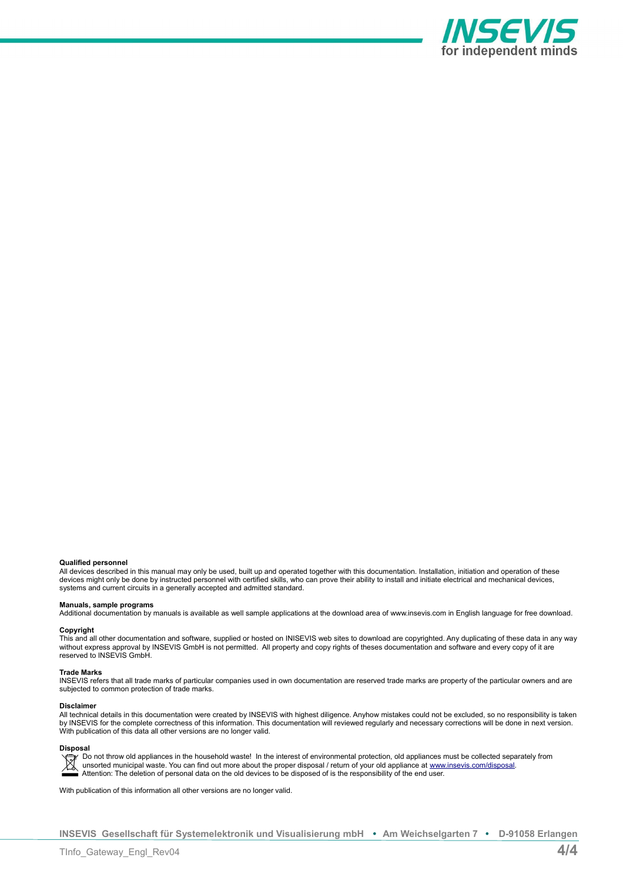**Qualified personnel**
All devices described in this manual may only be used, built up and operated together with this documentation. Installation, initiation and operation of these devices might only be done by instructed personnel with certified skills, who can prove their ability to install and initiate electrical and mechanical devices, systems and current circuits in a generally accepted and admitted standard.

**Manuals, sample programs**
Additional documentation by manuals is available as well sample applications at the download area of www.insevis.com in English language for free download.

**Copyright**
This and all other documentation and software, supplied or hosted on INISEVIS web sites to download are copyrighted. Any duplicating of these data in any way without express approval by INSEVIS GmbH is not permitted. All property and copy rights of theses documentation and software and every copy of it are reserved to INSEVIS GmbH.

**Trade Marks**
INSEVIS refers that all trade marks of particular companies used in own documentation are reserved trade marks are property of the particular owners and are subjected to common protection of trade marks.

**Disclaimer**
All technical details in this documentation were created by INSEVIS with highest diligence. Anyhow mistakes could not be excluded, so no responsibility is taken by INSEVIS for the complete correctness of this information. This documentation will reviewed regularly and necessary corrections will be done in next version. With publication of this data all other versions are no longer valid.

**Disposal**
Do not throw old appliances in the household waste! In the interest of environmental protection, old appliances must be collected separately from unsorted municipal waste. You can find out more about the proper disposal / return of your old appliance at www.insevis.com/disposal.
Attention: The deletion of personal data on the old devices to be disposed of is the responsibility of the end user.

With publication of this information all other versions are no longer valid.

**INSEVIS Gesellschaft für Systemelektronik und Visualisierung mbH • Am Weichselgarten 7 • D-91058 Erlangen**